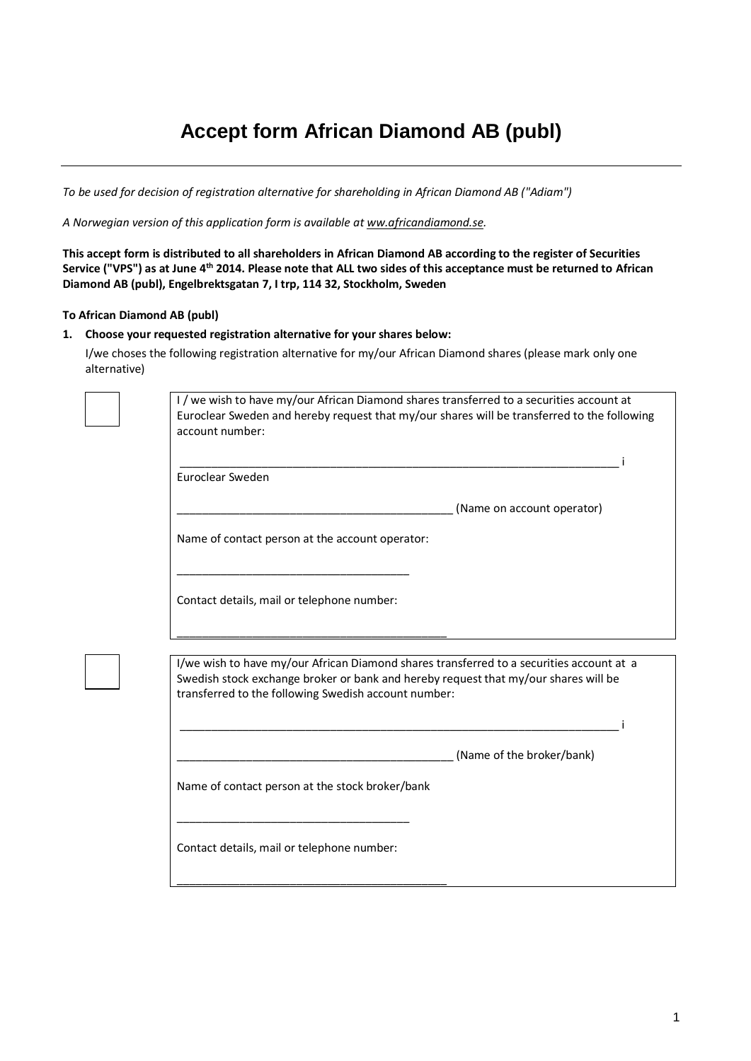# Accept form African Diamond AB (publ)

---

*To be used for decision of registration alternative for shareholding in African Diamond AB ("Adiam")*

*A Norwegian version of this application form is available at ww.africandiamond.se.*

**This accept form is distributed to all shareholders in African Diamond AB according to the register of Securities Service ("VPS") as at June 4th 2014. Please note that ALL two sides of this acceptance must be returned to African Diamond AB (publ), Engelbrektsgatan 7, I trp, 114 32, Stockholm, Sweden**

**To African Diamond AB (publ)**

**1. Choose your requested registration alternative for your shares below:**

I/we choses the following registration alternative for my/our African Diamond shares (please mark only one alternative)

☐ I / we wish to have my/our African Diamond shares transferred to a securities account at Euroclear Sweden and hereby request that my/our shares will be transferred to the following account number:

_____________________________________________________________________ i Euroclear Sweden

____________________________________________ (Name on account operator)

Name of contact person at the account operator:

_____________________________________

Contact details, mail or telephone number:

___________________________________________

☐ I/we wish to have my/our African Diamond shares transferred to a securities account at a Swedish stock exchange broker or bank and hereby request that my/our shares will be transferred to the following Swedish account number:

_____________________________________________________________________ i

____________________________________________ (Name of the broker/bank)

Name of contact person at the stock broker/bank

_____________________________________

Contact details, mail or telephone number:

___________________________________________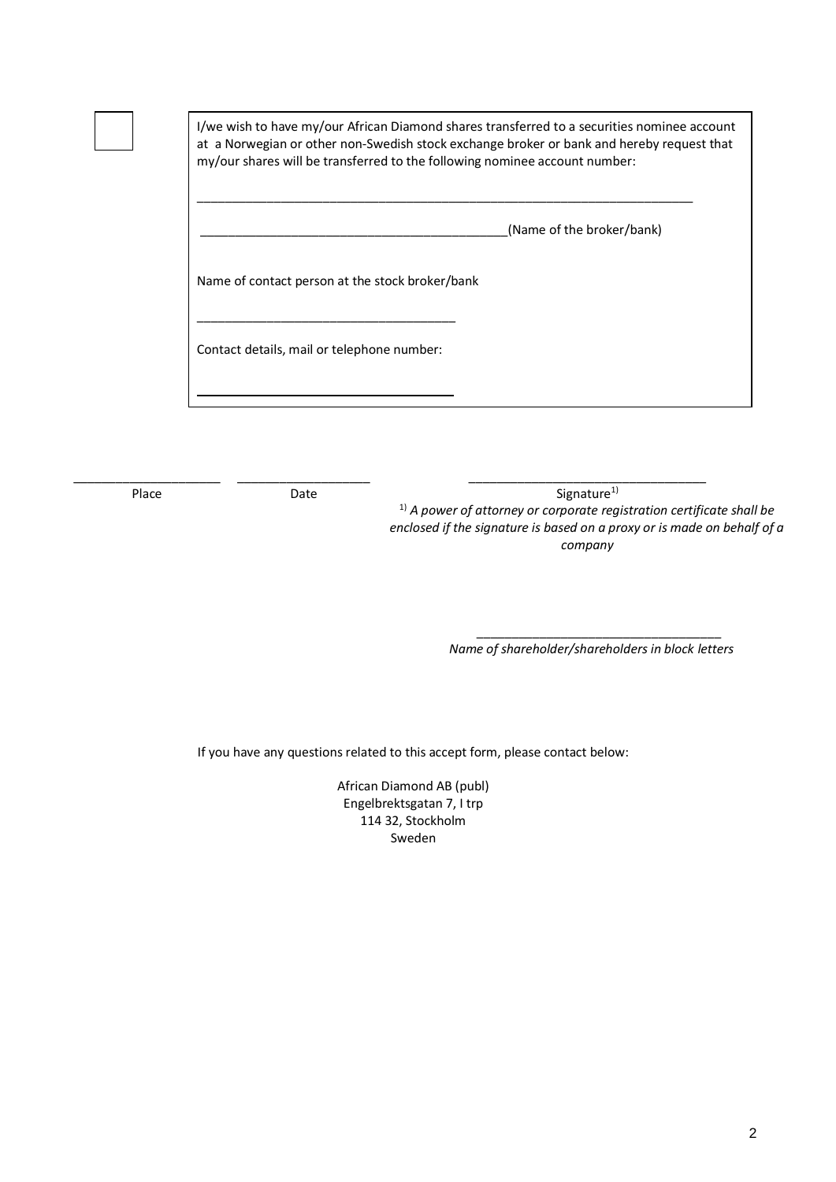☐ I/we wish to have my/our African Diamond shares transferred to a securities nominee account at a Norwegian or other non-Swedish stock exchange broker or bank and hereby request that my/our shares will be transferred to the following nominee account number:

_______________________________________________________________________

____________________________________________(Name of the broker/bank)

Name of contact person at the stock broker/bank

_____________________________________

Contact details, mail or telephone number:

_____________________________________

_____________________ ___________________ __________________________________

Place Date Signature[1)]

[1)] *A power of attorney or corporate registration certificate shall be enclosed if the signature is based on a proxy or is made on behalf of a company*

__________________________________

*Name of shareholder/shareholders in block letters*

If you have any questions related to this accept form, please contact below:

African Diamond AB (publ)
Engelbrektsgatan 7, I trp
114 32, Stockholm
Sweden